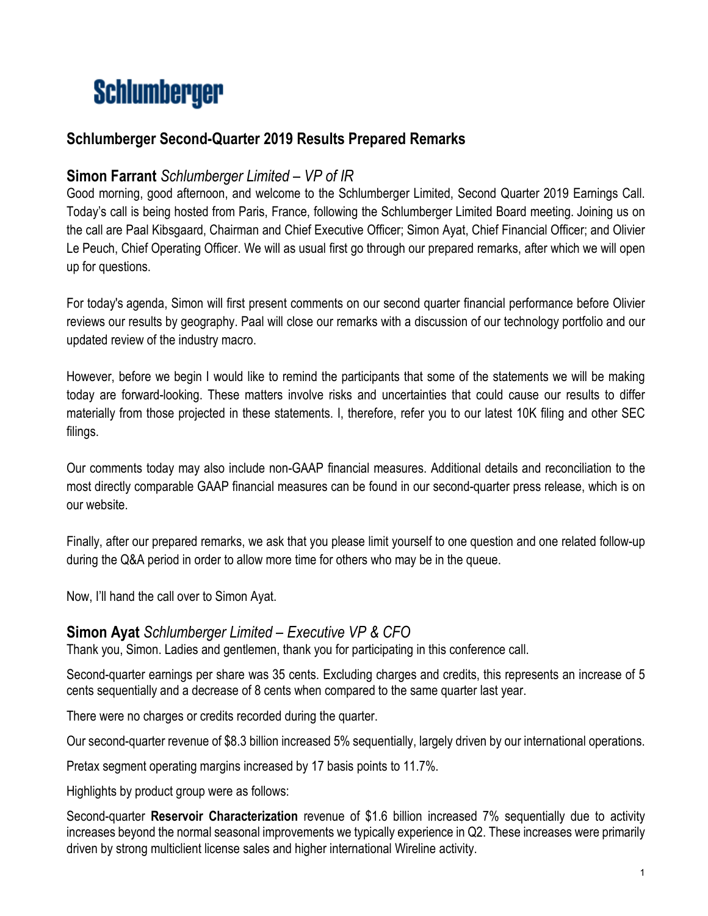# Schlumberger

## Schlumberger Second-Quarter 2019 Results Prepared Remarks

### Simon Farrant *Schlumberger Limited – VP of IR*

Good morning, good afternoon, and welcome to the Schlumberger Limited, Second Quarter 2019 Earnings Call. Today's call is being hosted from Paris, France, following the Schlumberger Limited Board meeting. Joining us on the call are Paal Kibsgaard, Chairman and Chief Executive Officer; Simon Ayat, Chief Financial Officer; and Olivier Le Peuch, Chief Operating Officer. We will as usual first go through our prepared remarks, after which we will open up for questions.

For today's agenda, Simon will first present comments on our second quarter financial performance before Olivier reviews our results by geography. Paal will close our remarks with a discussion of our technology portfolio and our updated review of the industry macro.

However, before we begin I would like to remind the participants that some of the statements we will be making today are forward-looking. These matters involve risks and uncertainties that could cause our results to differ materially from those projected in these statements. I, therefore, refer you to our latest 10K filing and other SEC filings.

Our comments today may also include non-GAAP financial measures. Additional details and reconciliation to the most directly comparable GAAP financial measures can be found in our second-quarter press release, which is on our website.

Finally, after our prepared remarks, we ask that you please limit yourself to one question and one related follow-up during the Q&A period in order to allow more time for others who may be in the queue.

Now, I'll hand the call over to Simon Ayat.

### Simon Ayat *Schlumberger Limited – Executive VP & CFO*

Thank you, Simon. Ladies and gentlemen, thank you for participating in this conference call.

Second-quarter earnings per share was 35 cents. Excluding charges and credits, this represents an increase of 5 cents sequentially and a decrease of 8 cents when compared to the same quarter last year.

There were no charges or credits recorded during the quarter.

Our second-quarter revenue of $8.3 billion increased 5% sequentially, largely driven by our international operations.

Pretax segment operating margins increased by 17 basis points to 11.7%.

Highlights by product group were as follows:

Second-quarter **Reservoir Characterization** revenue of $1.6 billion increased 7% sequentially due to activity increases beyond the normal seasonal improvements we typically experience in Q2. These increases were primarily driven by strong multiclient license sales and higher international Wireline activity.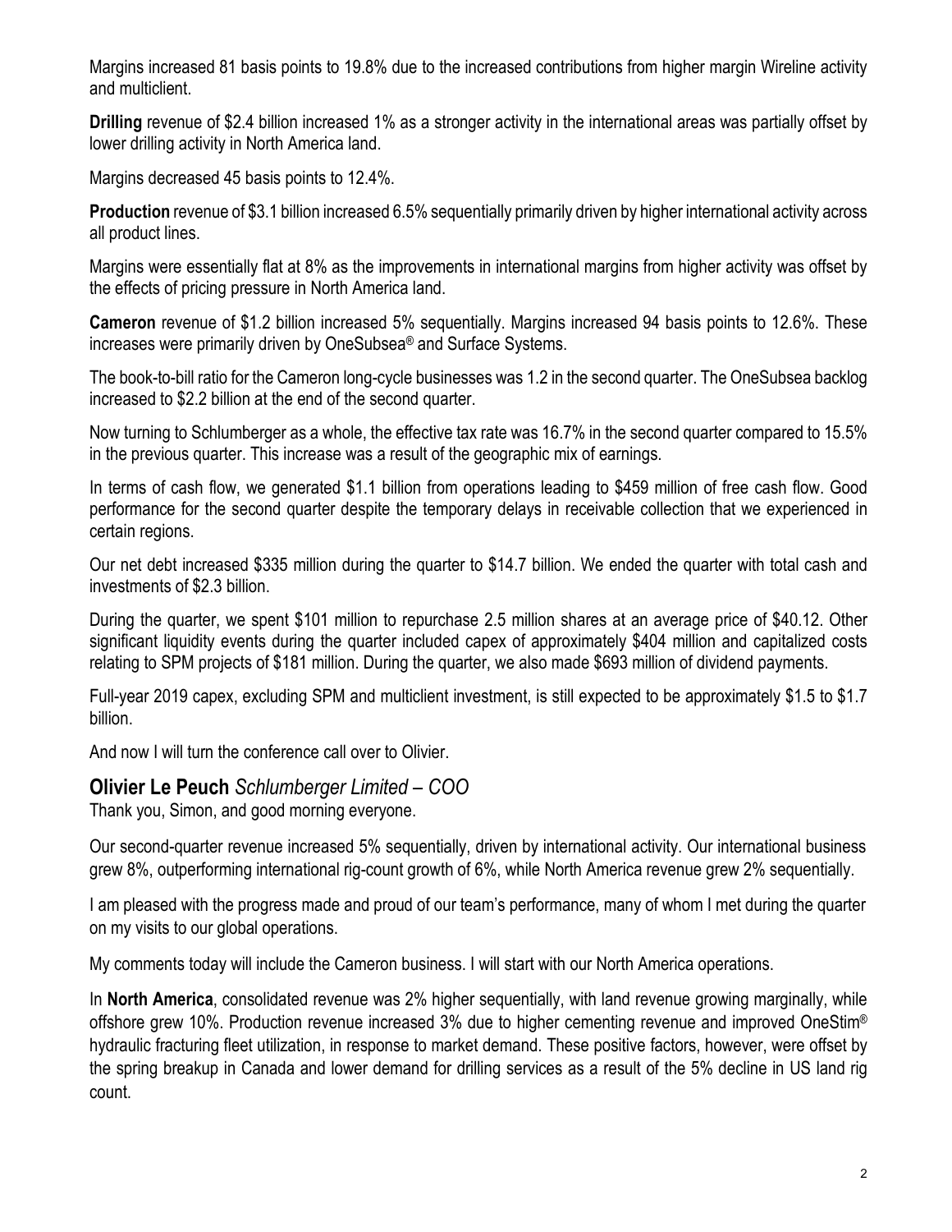Margins increased 81 basis points to 19.8% due to the increased contributions from higher margin Wireline activity and multiclient.

**Drilling** revenue of $2.4 billion increased 1% as a stronger activity in the international areas was partially offset by lower drilling activity in North America land.

Margins decreased 45 basis points to 12.4%.

**Production** revenue of $3.1 billion increased 6.5% sequentially primarily driven by higher international activity across all product lines.

Margins were essentially flat at 8% as the improvements in international margins from higher activity was offset by the effects of pricing pressure in North America land.

**Cameron** revenue of $1.2 billion increased 5% sequentially. Margins increased 94 basis points to 12.6%. These increases were primarily driven by OneSubsea® and Surface Systems.

The book-to-bill ratio for the Cameron long-cycle businesses was 1.2 in the second quarter. The OneSubsea backlog increased to $2.2 billion at the end of the second quarter.

Now turning to Schlumberger as a whole, the effective tax rate was 16.7% in the second quarter compared to 15.5% in the previous quarter. This increase was a result of the geographic mix of earnings.

In terms of cash flow, we generated $1.1 billion from operations leading to $459 million of free cash flow. Good performance for the second quarter despite the temporary delays in receivable collection that we experienced in certain regions.

Our net debt increased $335 million during the quarter to $14.7 billion. We ended the quarter with total cash and investments of $2.3 billion.

During the quarter, we spent $101 million to repurchase 2.5 million shares at an average price of $40.12. Other significant liquidity events during the quarter included capex of approximately $404 million and capitalized costs relating to SPM projects of $181 million. During the quarter, we also made $693 million of dividend payments.

Full-year 2019 capex, excluding SPM and multiclient investment, is still expected to be approximately $1.5 to $1.7 billion.

And now I will turn the conference call over to Olivier.

## Olivier Le Peuch *Schlumberger Limited – COO*

Thank you, Simon, and good morning everyone.

Our second-quarter revenue increased 5% sequentially, driven by international activity. Our international business grew 8%, outperforming international rig-count growth of 6%, while North America revenue grew 2% sequentially.

I am pleased with the progress made and proud of our team's performance, many of whom I met during the quarter on my visits to our global operations.

My comments today will include the Cameron business. I will start with our North America operations.

In **North America**, consolidated revenue was 2% higher sequentially, with land revenue growing marginally, while offshore grew 10%. Production revenue increased 3% due to higher cementing revenue and improved OneStim® hydraulic fracturing fleet utilization, in response to market demand. These positive factors, however, were offset by the spring breakup in Canada and lower demand for drilling services as a result of the 5% decline in US land rig count.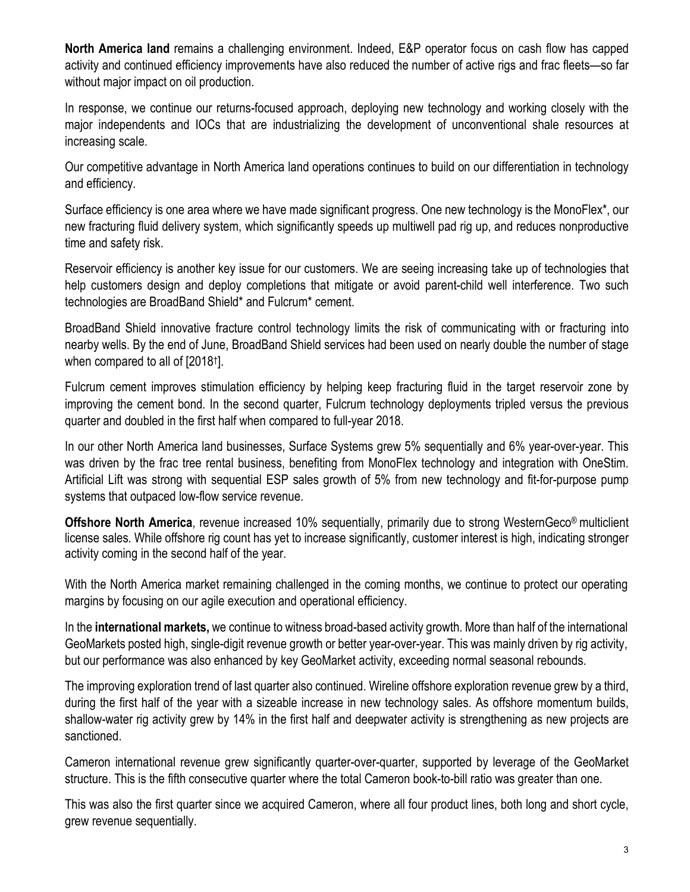**North America land** remains a challenging environment. Indeed, E&P operator focus on cash flow has capped activity and continued efficiency improvements have also reduced the number of active rigs and frac fleets—so far without major impact on oil production.

In response, we continue our returns-focused approach, deploying new technology and working closely with the major independents and IOCs that are industrializing the development of unconventional shale resources at increasing scale.

Our competitive advantage in North America land operations continues to build on our differentiation in technology and efficiency.

Surface efficiency is one area where we have made significant progress. One new technology is the MonoFlex*, our new fracturing fluid delivery system, which significantly speeds up multiwell pad rig up, and reduces nonproductive time and safety risk.

Reservoir efficiency is another key issue for our customers. We are seeing increasing take up of technologies that help customers design and deploy completions that mitigate or avoid parent-child well interference. Two such technologies are BroadBand Shield* and Fulcrum* cement.

BroadBand Shield innovative fracture control technology limits the risk of communicating with or fracturing into nearby wells. By the end of June, BroadBand Shield services had been used on nearly double the number of stage when compared to all of [2018†].

Fulcrum cement improves stimulation efficiency by helping keep fracturing fluid in the target reservoir zone by improving the cement bond. In the second quarter, Fulcrum technology deployments tripled versus the previous quarter and doubled in the first half when compared to full-year 2018.

In our other North America land businesses, Surface Systems grew 5% sequentially and 6% year-over-year. This was driven by the frac tree rental business, benefiting from MonoFlex technology and integration with OneStim. Artificial Lift was strong with sequential ESP sales growth of 5% from new technology and fit-for-purpose pump systems that outpaced low-flow service revenue.

**Offshore North America**, revenue increased 10% sequentially, primarily due to strong WesternGeco® multiclient license sales. While offshore rig count has yet to increase significantly, customer interest is high, indicating stronger activity coming in the second half of the year.

With the North America market remaining challenged in the coming months, we continue to protect our operating margins by focusing on our agile execution and operational efficiency.

In the **international markets,** we continue to witness broad-based activity growth. More than half of the international GeoMarkets posted high, single-digit revenue growth or better year-over-year. This was mainly driven by rig activity, but our performance was also enhanced by key GeoMarket activity, exceeding normal seasonal rebounds.

The improving exploration trend of last quarter also continued. Wireline offshore exploration revenue grew by a third, during the first half of the year with a sizeable increase in new technology sales. As offshore momentum builds, shallow-water rig activity grew by 14% in the first half and deepwater activity is strengthening as new projects are sanctioned.

Cameron international revenue grew significantly quarter-over-quarter, supported by leverage of the GeoMarket structure. This is the fifth consecutive quarter where the total Cameron book-to-bill ratio was greater than one.

This was also the first quarter since we acquired Cameron, where all four product lines, both long and short cycle, grew revenue sequentially.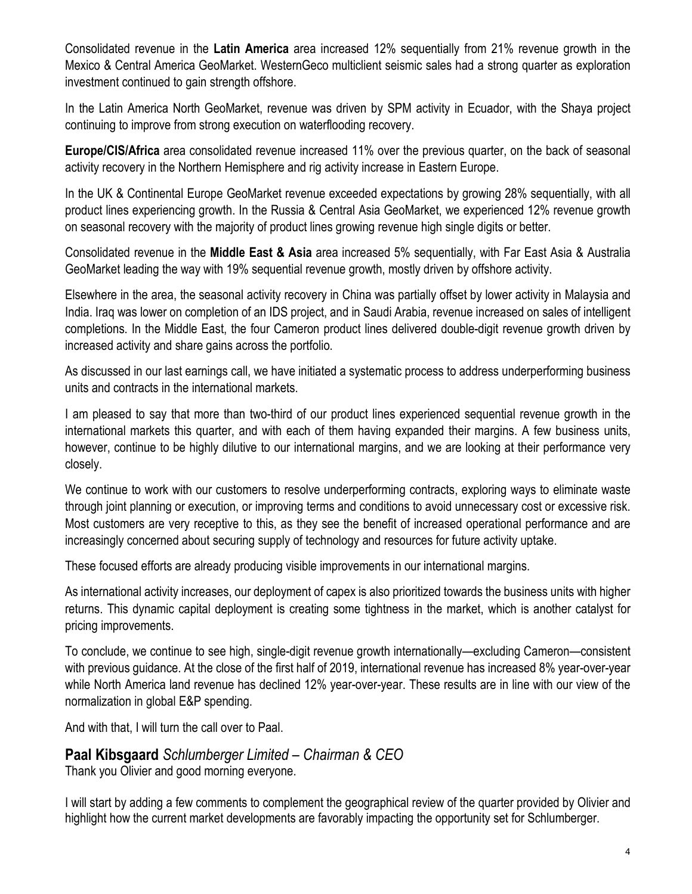Consolidated revenue in the **Latin America** area increased 12% sequentially from 21% revenue growth in the Mexico & Central America GeoMarket. WesternGeco multiclient seismic sales had a strong quarter as exploration investment continued to gain strength offshore.

In the Latin America North GeoMarket, revenue was driven by SPM activity in Ecuador, with the Shaya project continuing to improve from strong execution on waterflooding recovery.

**Europe/CIS/Africa** area consolidated revenue increased 11% over the previous quarter, on the back of seasonal activity recovery in the Northern Hemisphere and rig activity increase in Eastern Europe.

In the UK & Continental Europe GeoMarket revenue exceeded expectations by growing 28% sequentially, with all product lines experiencing growth. In the Russia & Central Asia GeoMarket, we experienced 12% revenue growth on seasonal recovery with the majority of product lines growing revenue high single digits or better.

Consolidated revenue in the **Middle East & Asia** area increased 5% sequentially, with Far East Asia & Australia GeoMarket leading the way with 19% sequential revenue growth, mostly driven by offshore activity.

Elsewhere in the area, the seasonal activity recovery in China was partially offset by lower activity in Malaysia and India. Iraq was lower on completion of an IDS project, and in Saudi Arabia, revenue increased on sales of intelligent completions. In the Middle East, the four Cameron product lines delivered double-digit revenue growth driven by increased activity and share gains across the portfolio.

As discussed in our last earnings call, we have initiated a systematic process to address underperforming business units and contracts in the international markets.

I am pleased to say that more than two-third of our product lines experienced sequential revenue growth in the international markets this quarter, and with each of them having expanded their margins. A few business units, however, continue to be highly dilutive to our international margins, and we are looking at their performance very closely.

We continue to work with our customers to resolve underperforming contracts, exploring ways to eliminate waste through joint planning or execution, or improving terms and conditions to avoid unnecessary cost or excessive risk. Most customers are very receptive to this, as they see the benefit of increased operational performance and are increasingly concerned about securing supply of technology and resources for future activity uptake.

These focused efforts are already producing visible improvements in our international margins.

As international activity increases, our deployment of capex is also prioritized towards the business units with higher returns. This dynamic capital deployment is creating some tightness in the market, which is another catalyst for pricing improvements.

To conclude, we continue to see high, single-digit revenue growth internationally—excluding Cameron—consistent with previous guidance. At the close of the first half of 2019, international revenue has increased 8% year-over-year while North America land revenue has declined 12% year-over-year. These results are in line with our view of the normalization in global E&P spending.

And with that, I will turn the call over to Paal.

## Paal Kibsgaard *Schlumberger Limited – Chairman & CEO*

Thank you Olivier and good morning everyone.

I will start by adding a few comments to complement the geographical review of the quarter provided by Olivier and highlight how the current market developments are favorably impacting the opportunity set for Schlumberger.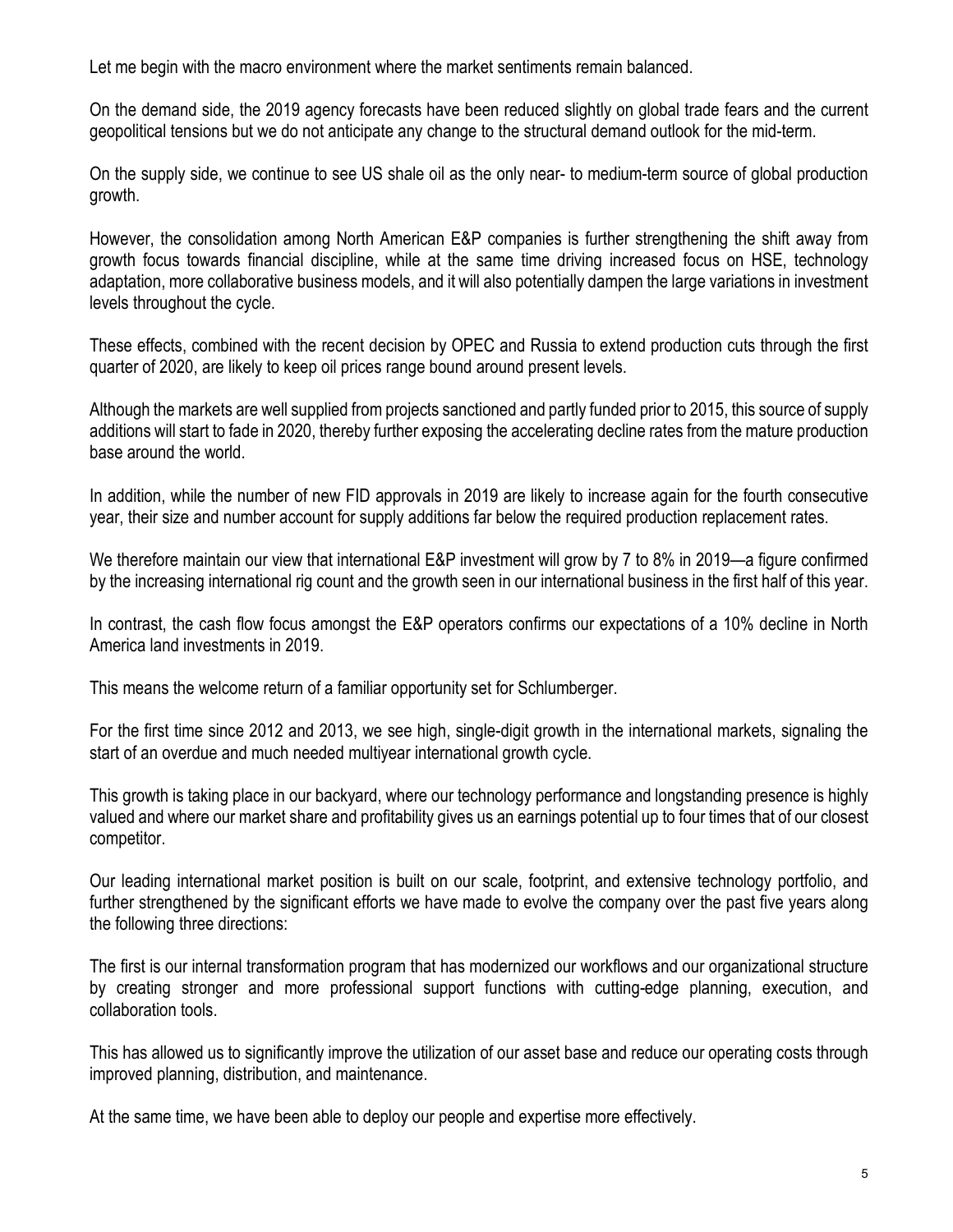Let me begin with the macro environment where the market sentiments remain balanced.

On the demand side, the 2019 agency forecasts have been reduced slightly on global trade fears and the current geopolitical tensions but we do not anticipate any change to the structural demand outlook for the mid-term.

On the supply side, we continue to see US shale oil as the only near- to medium-term source of global production growth.

However, the consolidation among North American E&P companies is further strengthening the shift away from growth focus towards financial discipline, while at the same time driving increased focus on HSE, technology adaptation, more collaborative business models, and it will also potentially dampen the large variations in investment levels throughout the cycle.

These effects, combined with the recent decision by OPEC and Russia to extend production cuts through the first quarter of 2020, are likely to keep oil prices range bound around present levels.

Although the markets are well supplied from projects sanctioned and partly funded prior to 2015, this source of supply additions will start to fade in 2020, thereby further exposing the accelerating decline rates from the mature production base around the world.

In addition, while the number of new FID approvals in 2019 are likely to increase again for the fourth consecutive year, their size and number account for supply additions far below the required production replacement rates.

We therefore maintain our view that international E&P investment will grow by 7 to 8% in 2019—a figure confirmed by the increasing international rig count and the growth seen in our international business in the first half of this year.

In contrast, the cash flow focus amongst the E&P operators confirms our expectations of a 10% decline in North America land investments in 2019.

This means the welcome return of a familiar opportunity set for Schlumberger.

For the first time since 2012 and 2013, we see high, single-digit growth in the international markets, signaling the start of an overdue and much needed multiyear international growth cycle.

This growth is taking place in our backyard, where our technology performance and longstanding presence is highly valued and where our market share and profitability gives us an earnings potential up to four times that of our closest competitor.

Our leading international market position is built on our scale, footprint, and extensive technology portfolio, and further strengthened by the significant efforts we have made to evolve the company over the past five years along the following three directions:

The first is our internal transformation program that has modernized our workflows and our organizational structure by creating stronger and more professional support functions with cutting-edge planning, execution, and collaboration tools.

This has allowed us to significantly improve the utilization of our asset base and reduce our operating costs through improved planning, distribution, and maintenance.

At the same time, we have been able to deploy our people and expertise more effectively.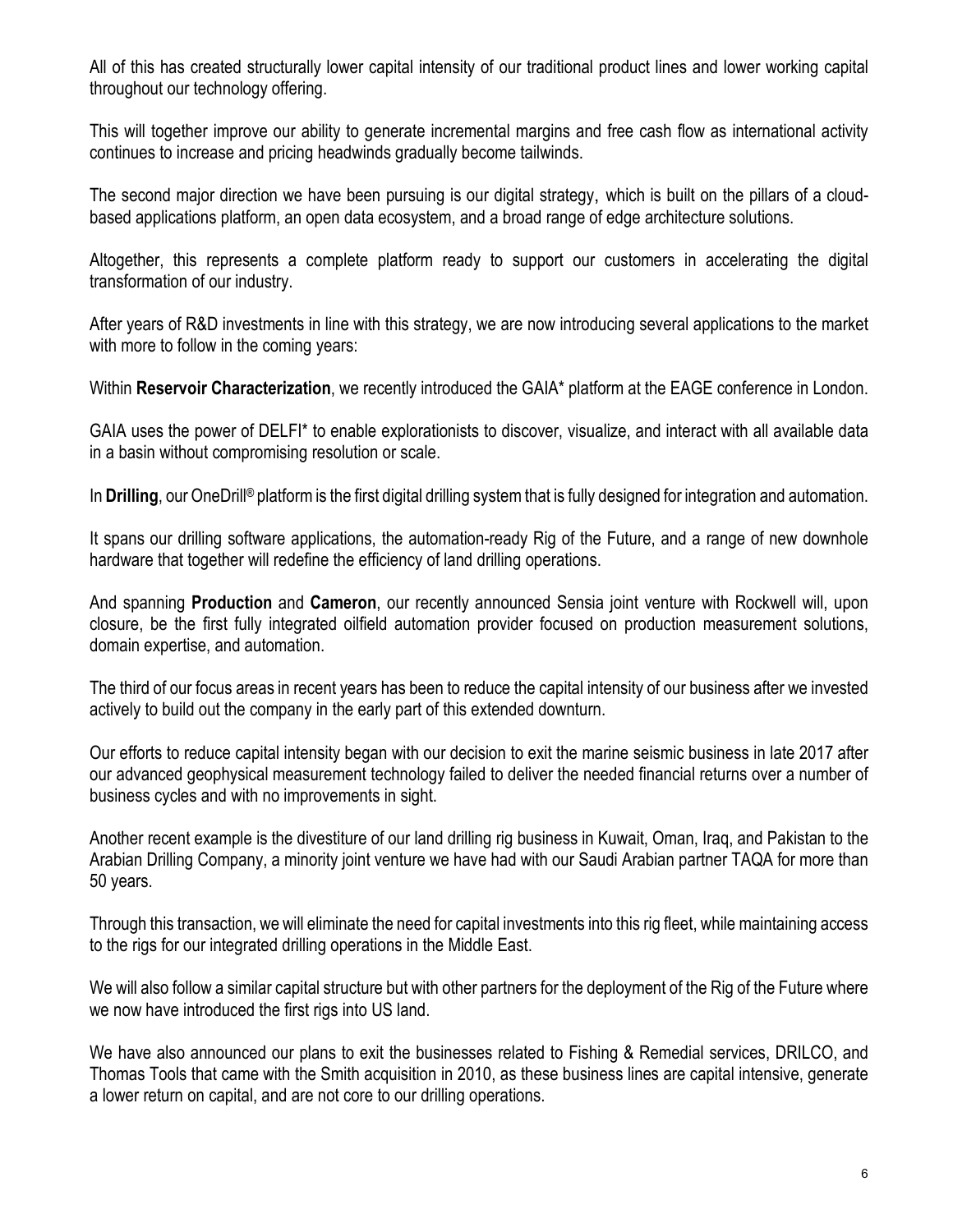All of this has created structurally lower capital intensity of our traditional product lines and lower working capital throughout our technology offering.

This will together improve our ability to generate incremental margins and free cash flow as international activity continues to increase and pricing headwinds gradually become tailwinds.

The second major direction we have been pursuing is our digital strategy, which is built on the pillars of a cloud-based applications platform, an open data ecosystem, and a broad range of edge architecture solutions.

Altogether, this represents a complete platform ready to support our customers in accelerating the digital transformation of our industry.

After years of R&D investments in line with this strategy, we are now introducing several applications to the market with more to follow in the coming years:

Within **Reservoir Characterization**, we recently introduced the GAIA* platform at the EAGE conference in London.

GAIA uses the power of DELFI* to enable explorationists to discover, visualize, and interact with all available data in a basin without compromising resolution or scale.

In **Drilling**, our OneDrill® platform is the first digital drilling system that is fully designed for integration and automation.

It spans our drilling software applications, the automation-ready Rig of the Future, and a range of new downhole hardware that together will redefine the efficiency of land drilling operations.

And spanning **Production** and **Cameron**, our recently announced Sensia joint venture with Rockwell will, upon closure, be the first fully integrated oilfield automation provider focused on production measurement solutions, domain expertise, and automation.

The third of our focus areas in recent years has been to reduce the capital intensity of our business after we invested actively to build out the company in the early part of this extended downturn.

Our efforts to reduce capital intensity began with our decision to exit the marine seismic business in late 2017 after our advanced geophysical measurement technology failed to deliver the needed financial returns over a number of business cycles and with no improvements in sight.

Another recent example is the divestiture of our land drilling rig business in Kuwait, Oman, Iraq, and Pakistan to the Arabian Drilling Company, a minority joint venture we have had with our Saudi Arabian partner TAQA for more than 50 years.

Through this transaction, we will eliminate the need for capital investments into this rig fleet, while maintaining access to the rigs for our integrated drilling operations in the Middle East.

We will also follow a similar capital structure but with other partners for the deployment of the Rig of the Future where we now have introduced the first rigs into US land.

We have also announced our plans to exit the businesses related to Fishing & Remedial services, DRILCO, and Thomas Tools that came with the Smith acquisition in 2010, as these business lines are capital intensive, generate a lower return on capital, and are not core to our drilling operations.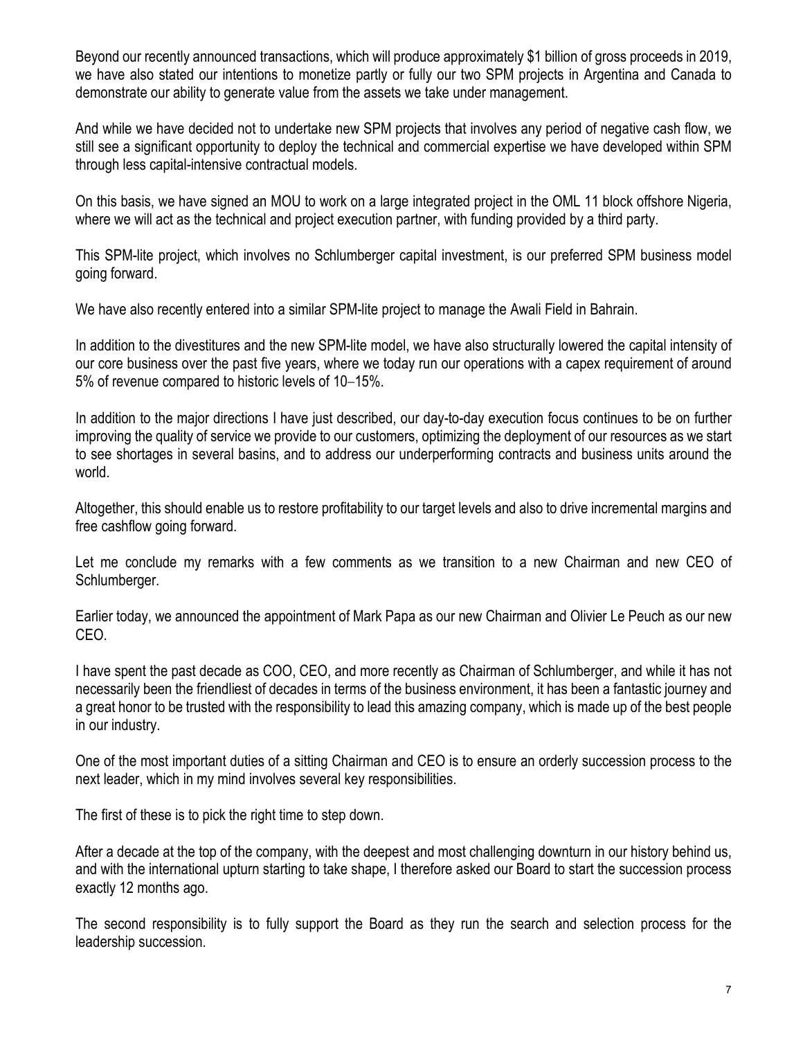Beyond our recently announced transactions, which will produce approximately $1 billion of gross proceeds in 2019, we have also stated our intentions to monetize partly or fully our two SPM projects in Argentina and Canada to demonstrate our ability to generate value from the assets we take under management.

And while we have decided not to undertake new SPM projects that involves any period of negative cash flow, we still see a significant opportunity to deploy the technical and commercial expertise we have developed within SPM through less capital-intensive contractual models.

On this basis, we have signed an MOU to work on a large integrated project in the OML 11 block offshore Nigeria, where we will act as the technical and project execution partner, with funding provided by a third party.

This SPM-lite project, which involves no Schlumberger capital investment, is our preferred SPM business model going forward.

We have also recently entered into a similar SPM-lite project to manage the Awali Field in Bahrain.

In addition to the divestitures and the new SPM-lite model, we have also structurally lowered the capital intensity of our core business over the past five years, where we today run our operations with a capex requirement of around 5% of revenue compared to historic levels of 10–15%.

In addition to the major directions I have just described, our day-to-day execution focus continues to be on further improving the quality of service we provide to our customers, optimizing the deployment of our resources as we start to see shortages in several basins, and to address our underperforming contracts and business units around the world.

Altogether, this should enable us to restore profitability to our target levels and also to drive incremental margins and free cashflow going forward.

Let me conclude my remarks with a few comments as we transition to a new Chairman and new CEO of Schlumberger.

Earlier today, we announced the appointment of Mark Papa as our new Chairman and Olivier Le Peuch as our new CEO.

I have spent the past decade as COO, CEO, and more recently as Chairman of Schlumberger, and while it has not necessarily been the friendliest of decades in terms of the business environment, it has been a fantastic journey and a great honor to be trusted with the responsibility to lead this amazing company, which is made up of the best people in our industry.

One of the most important duties of a sitting Chairman and CEO is to ensure an orderly succession process to the next leader, which in my mind involves several key responsibilities.

The first of these is to pick the right time to step down.

After a decade at the top of the company, with the deepest and most challenging downturn in our history behind us, and with the international upturn starting to take shape, I therefore asked our Board to start the succession process exactly 12 months ago.

The second responsibility is to fully support the Board as they run the search and selection process for the leadership succession.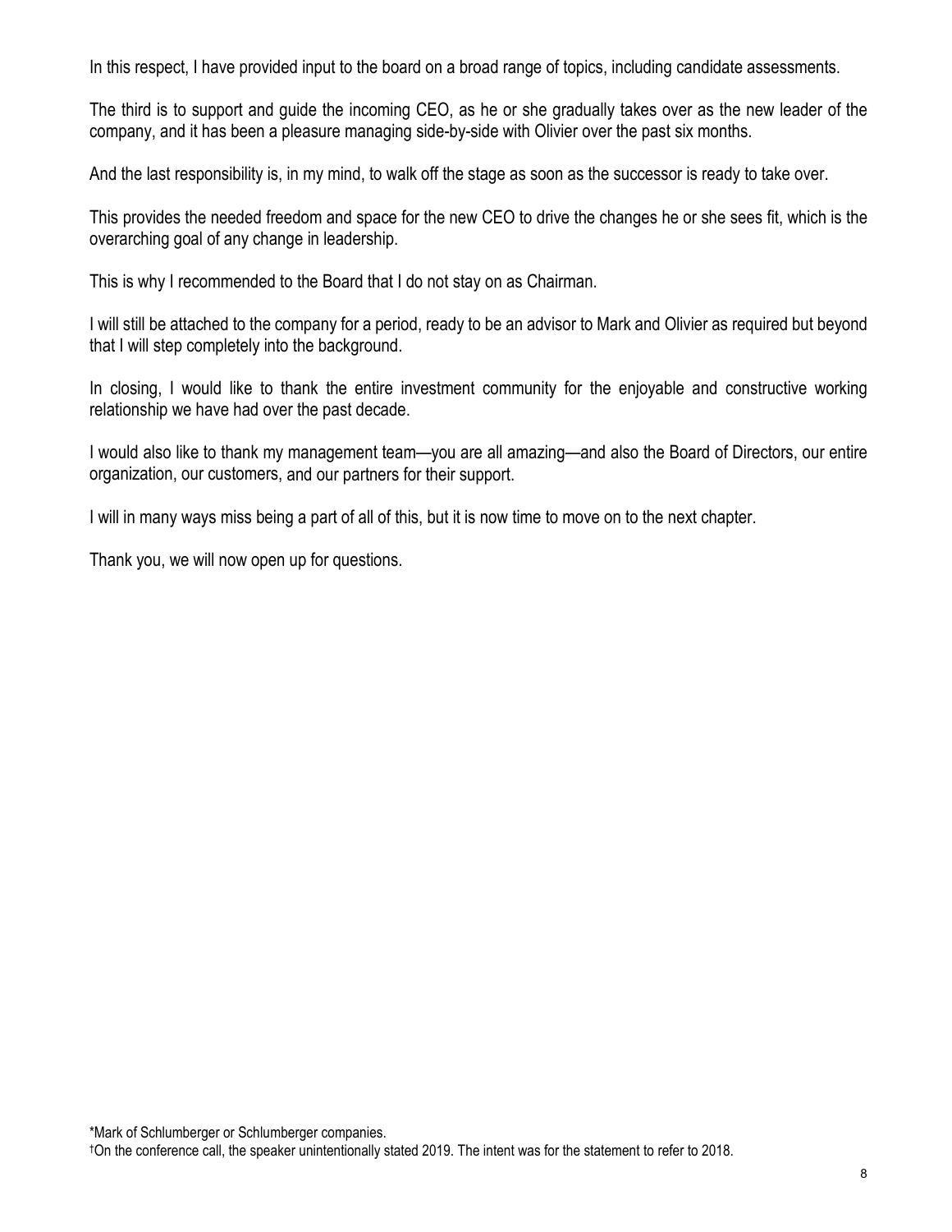In this respect, I have provided input to the board on a broad range of topics, including candidate assessments.

The third is to support and guide the incoming CEO, as he or she gradually takes over as the new leader of the company, and it has been a pleasure managing side-by-side with Olivier over the past six months.

And the last responsibility is, in my mind, to walk off the stage as soon as the successor is ready to take over.

This provides the needed freedom and space for the new CEO to drive the changes he or she sees fit, which is the overarching goal of any change in leadership.

This is why I recommended to the Board that I do not stay on as Chairman.

I will still be attached to the company for a period, ready to be an advisor to Mark and Olivier as required but beyond that I will step completely into the background.

In closing, I would like to thank the entire investment community for the enjoyable and constructive working relationship we have had over the past decade.

I would also like to thank my management team—you are all amazing—and also the Board of Directors, our entire organization, our customers, and our partners for their support.

I will in many ways miss being a part of all of this, but it is now time to move on to the next chapter.

Thank you, we will now open up for questions.

*Mark of Schlumberger or Schlumberger companies.

†On the conference call, the speaker unintentionally stated 2019. The intent was for the statement to refer to 2018.